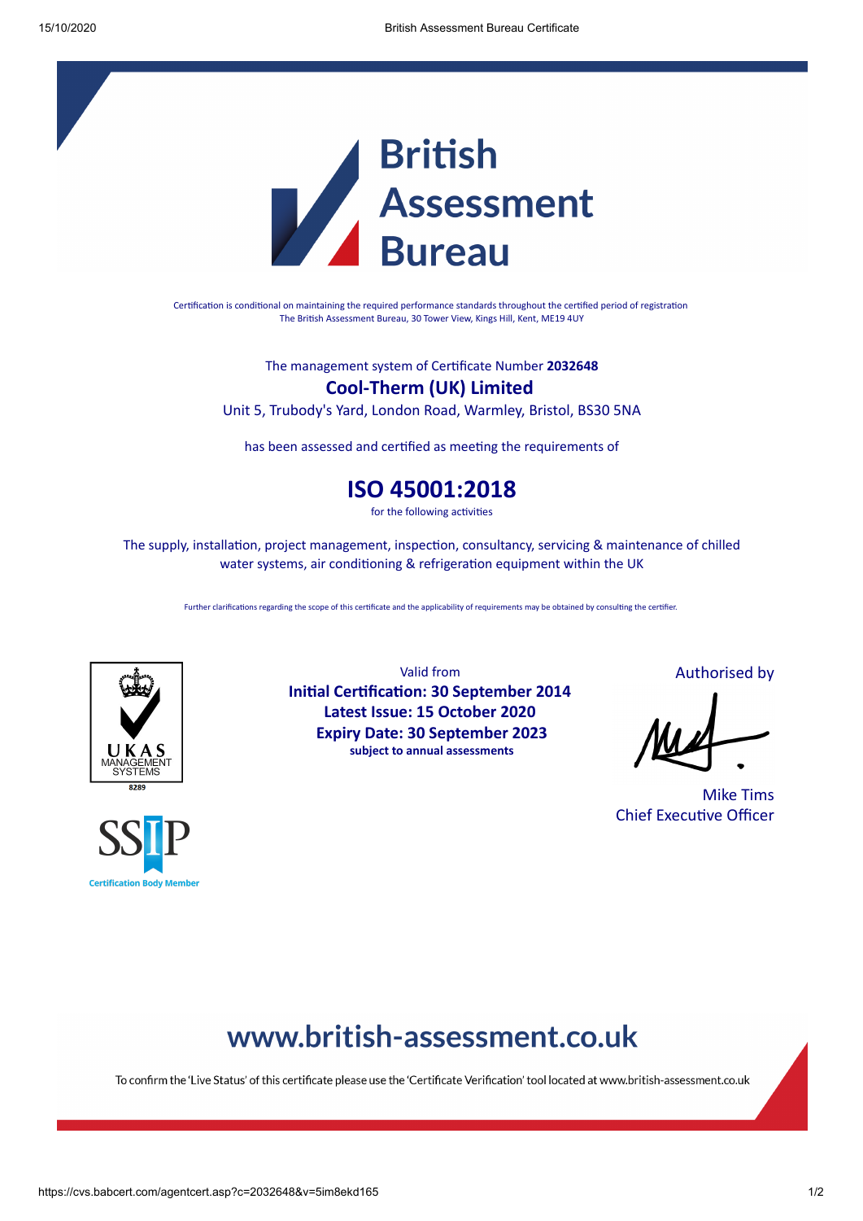# British Assessment Bureau

Certification is conditional on maintaining the required performance standards throughout the certified period of registration
The British Assessment Bureau, 30 Tower View, Kings Hill, Kent, ME19 4UY

The management system of Certificate Number **2032648**

## Cool-Therm (UK) Limited

Unit 5, Trubody's Yard, London Road, Warmley, Bristol, BS30 5NA

has been assessed and certified as meeting the requirements of

## ISO 45001:2018

for the following activities

The supply, installation, project management, inspection, consultancy, servicing & maintenance of chilled water systems, air conditioning & refrigeration equipment within the UK

Further clarifications regarding the scope of this certificate and the applicability of requirements may be obtained by consulting the certifier.

UKAS MANAGEMENT SYSTEMS
8289

SSIP
Certification Body Member

Valid from
**Initial Certification: 30 September 2014**
**Latest Issue: 15 October 2020**
**Expiry Date: 30 September 2023**
**subject to annual assessments**

Authorised by

Mike Tims
Chief Executive Officer

## www.british-assessment.co.uk

To confirm the 'Live Status' of this certificate please use the 'Certificate Verification' tool located at www.british-assessment.co.uk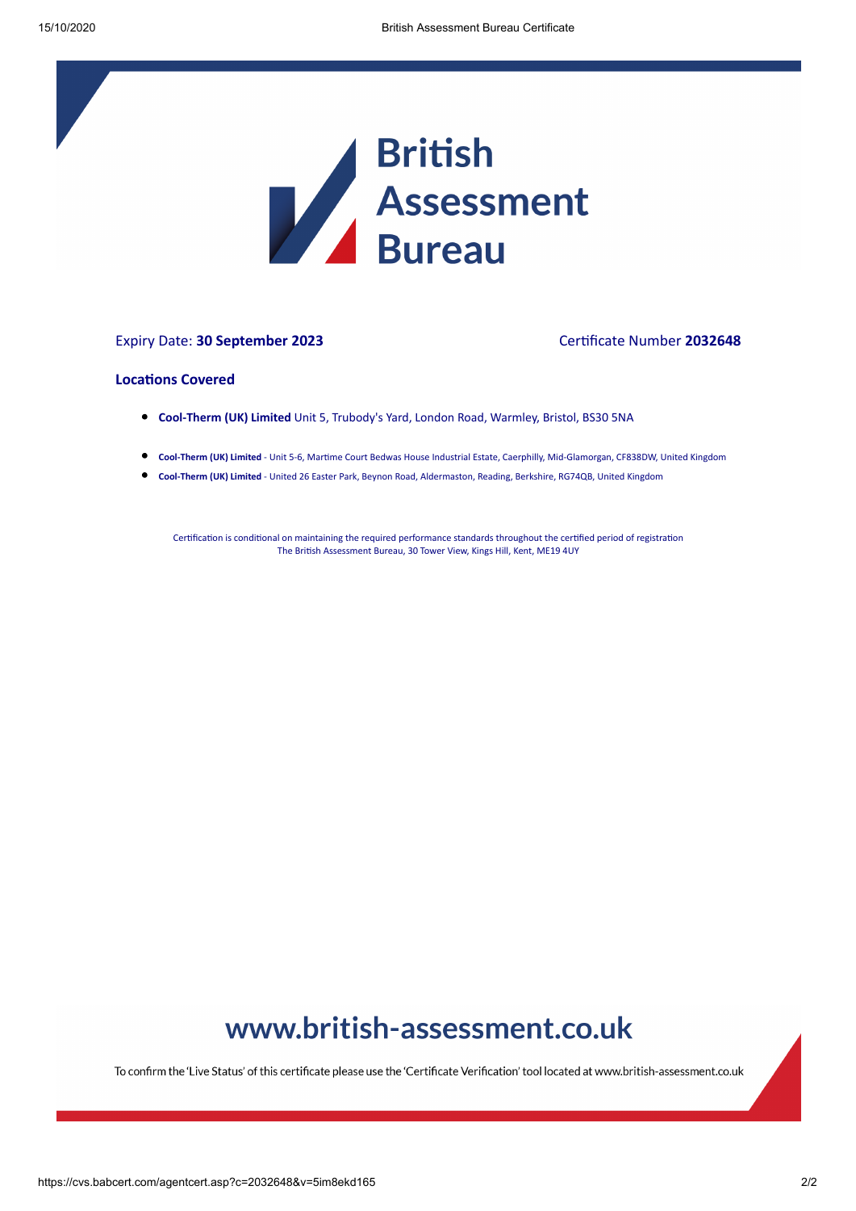# British Assessment Bureau

Expiry Date: **30 September 2023**

Certificate Number **2032648**

### Locations Covered

- **Cool-Therm (UK) Limited** Unit 5, Trubody's Yard, London Road, Warmley, Bristol, BS30 5NA
- **Cool-Therm (UK) Limited** - Unit 5-6, Martime Court Bedwas House Industrial Estate, Caerphilly, Mid-Glamorgan, CF838DW, United Kingdom
- **Cool-Therm (UK) Limited** - United 26 Easter Park, Beynon Road, Aldermaston, Reading, Berkshire, RG74QB, United Kingdom

Certification is conditional on maintaining the required performance standards throughout the certified period of registration
The British Assessment Bureau, 30 Tower View, Kings Hill, Kent, ME19 4UY

## www.british-assessment.co.uk

To confirm the 'Live Status' of this certificate please use the 'Certificate Verification' tool located at www.british-assessment.co.uk